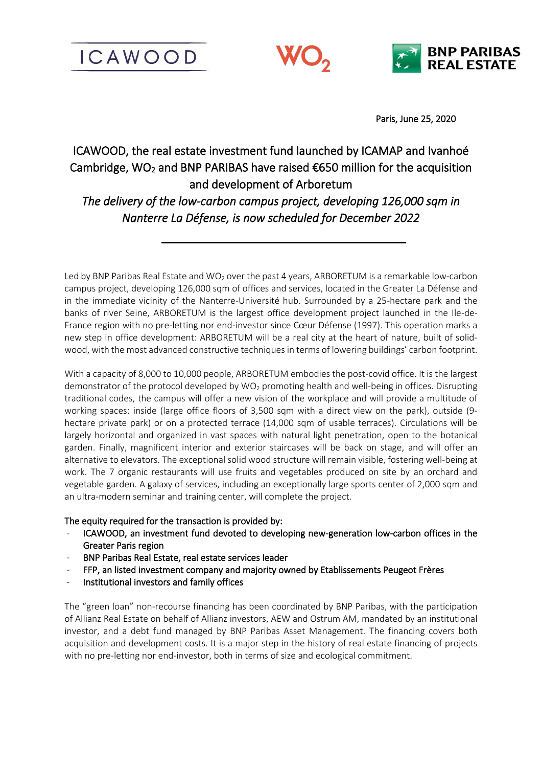ICAWOOD

$WO_2$

BNP PARIBAS REAL ESTATE

Paris, June 25, 2020

# ICAWOOD, the real estate investment fund launched by ICAMAP and Ivanhoé Cambridge, $WO_2$ and BNP PARIBAS have raised €650 million for the acquisition and development of Arboretum

*The delivery of the low-carbon campus project, developing 126,000 sqm in Nanterre La Défense, is now scheduled for December 2022*

---

Led by BNP Paribas Real Estate and $WO_2$ over the past 4 years, ARBORETUM is a remarkable low-carbon campus project, developing 126,000 sqm of offices and services, located in the Greater La Défense and in the immediate vicinity of the Nanterre-Université hub. Surrounded by a 25-hectare park and the banks of river Seine, ARBORETUM is the largest office development project launched in the Ile-de-France region with no pre-letting nor end-investor since Cœur Défense (1997). This operation marks a new step in office development: ARBORETUM will be a real city at the heart of nature, built of solid-wood, with the most advanced constructive techniques in terms of lowering buildings' carbon footprint.

With a capacity of 8,000 to 10,000 people, ARBORETUM embodies the post-covid office. It is the largest demonstrator of the protocol developed by $WO_2$ promoting health and well-being in offices. Disrupting traditional codes, the campus will offer a new vision of the workplace and will provide a multitude of working spaces: inside (large office floors of 3,500 sqm with a direct view on the park), outside (9-hectare private park) or on a protected terrace (14,000 sqm of usable terraces). Circulations will be largely horizontal and organized in vast spaces with natural light penetration, open to the botanical garden. Finally, magnificent interior and exterior staircases will be back on stage, and will offer an alternative to elevators. The exceptional solid wood structure will remain visible, fostering well-being at work. The 7 organic restaurants will use fruits and vegetables produced on site by an orchard and vegetable garden. A galaxy of services, including an exceptionally large sports center of 2,000 sqm and an ultra-modern seminar and training center, will complete the project.

The equity required for the transaction is provided by:

- ICAWOOD, an investment fund devoted to developing new-generation low-carbon offices in the Greater Paris region
- BNP Paribas Real Estate, real estate services leader
- FFP, an listed investment company and majority owned by Etablissements Peugeot Frères
- Institutional investors and family offices

The "green loan" non-recourse financing has been coordinated by BNP Paribas, with the participation of Allianz Real Estate on behalf of Allianz investors, AEW and Ostrum AM, mandated by an institutional investor, and a debt fund managed by BNP Paribas Asset Management. The financing covers both acquisition and development costs. It is a major step in the history of real estate financing of projects with no pre-letting nor end-investor, both in terms of size and ecological commitment.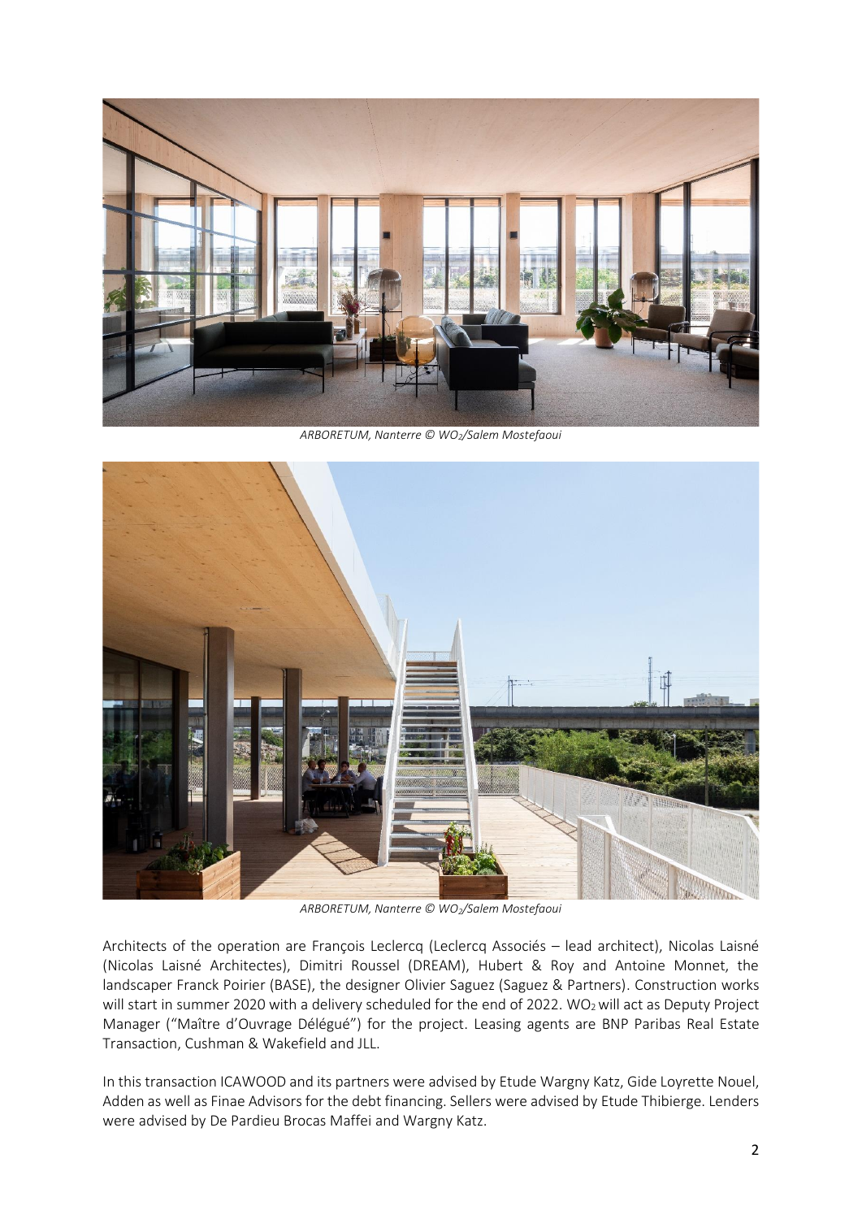*ARBORETUM, Nanterre © $WO_2$/Salem Mostefaoui*

*ARBORETUM, Nanterre © $WO_2$/Salem Mostefaoui*

Architects of the operation are François Leclercq (Leclercq Associés – lead architect), Nicolas Laisné (Nicolas Laisné Architectes), Dimitri Roussel (DREAM), Hubert & Roy and Antoine Monnet, the landscaper Franck Poirier (BASE), the designer Olivier Saguez (Saguez & Partners). Construction works will start in summer 2020 with a delivery scheduled for the end of 2022. $WO_2$ will act as Deputy Project Manager ("Maître d'Ouvrage Délégué") for the project. Leasing agents are BNP Paribas Real Estate Transaction, Cushman & Wakefield and JLL.

In this transaction ICAWOOD and its partners were advised by Etude Wargny Katz, Gide Loyrette Nouel, Adden as well as Finae Advisors for the debt financing. Sellers were advised by Etude Thibierge. Lenders were advised by De Pardieu Brocas Maffei and Wargny Katz.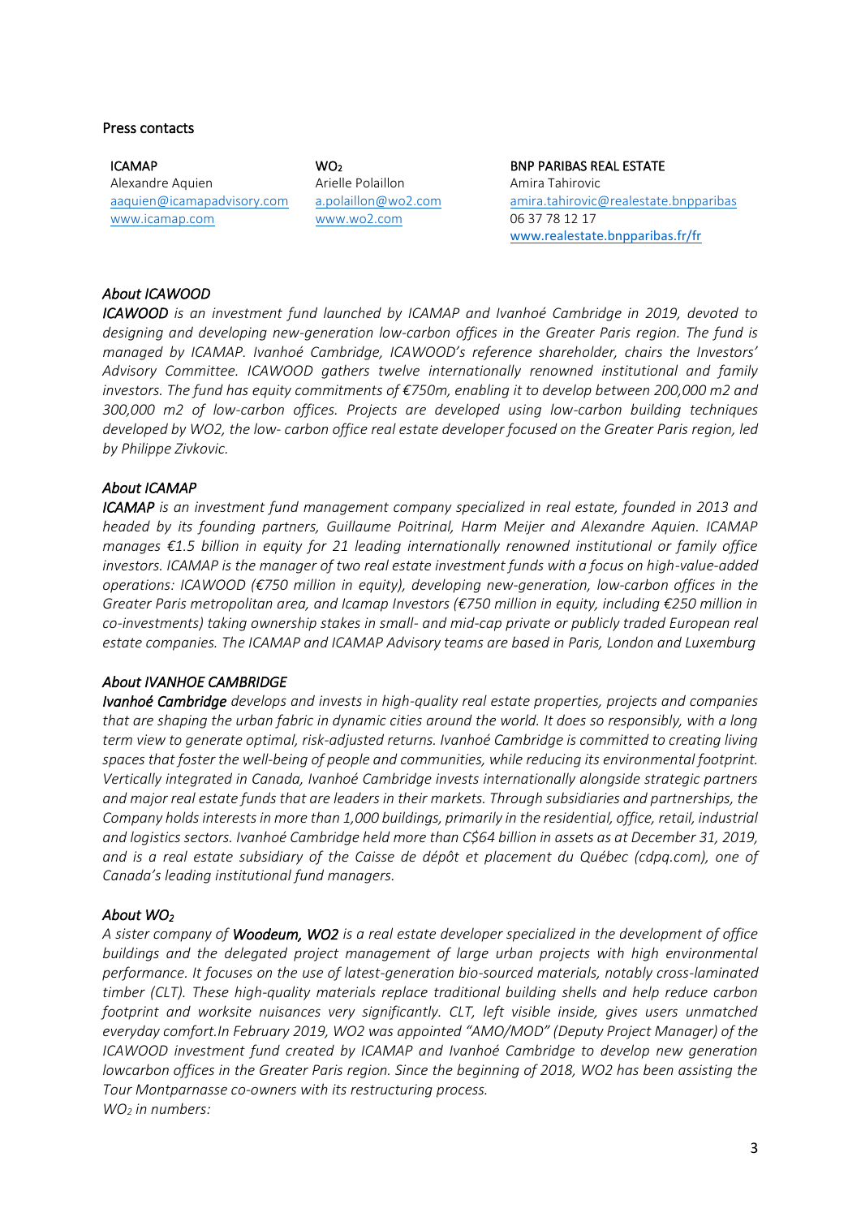Press contacts

**ICAMAP**
Alexandre Aquien
aaquien@icamapadvisory.com
www.icamap.com

**$WO_2$**
Arielle Polaillon
a.polaillon@wo2.com
www.wo2.com

**BNP PARIBAS REAL ESTATE**
Amira Tahirovic
amira.tahirovic@realestate.bnpparibas
06 37 78 12 17
www.realestate.bnpparibas.fr/fr

*About ICAWOOD*

***ICAWOOD** is an investment fund launched by ICAMAP and Ivanhoé Cambridge in 2019, devoted to designing and developing new-generation low-carbon offices in the Greater Paris region. The fund is managed by ICAMAP. Ivanhoé Cambridge, ICAWOOD's reference shareholder, chairs the Investors' Advisory Committee. ICAWOOD gathers twelve internationally renowned institutional and family investors. The fund has equity commitments of €750m, enabling it to develop between 200,000 m2 and 300,000 m2 of low-carbon offices. Projects are developed using low-carbon building techniques developed by WO2, the low- carbon office real estate developer focused on the Greater Paris region, led by Philippe Zivkovic.*

*About ICAMAP*

***ICAMAP** is an investment fund management company specialized in real estate, founded in 2013 and headed by its founding partners, Guillaume Poitrinal, Harm Meijer and Alexandre Aquien. ICAMAP manages €1.5 billion in equity for 21 leading internationally renowned institutional or family office investors. ICAMAP is the manager of two real estate investment funds with a focus on high-value-added operations: ICAWOOD (€750 million in equity), developing new-generation, low-carbon offices in the Greater Paris metropolitan area, and Icamap Investors (€750 million in equity, including €250 million in co-investments) taking ownership stakes in small- and mid-cap private or publicly traded European real estate companies. The ICAMAP and ICAMAP Advisory teams are based in Paris, London and Luxemburg*

*About IVANHOE CAMBRIDGE*

***Ivanhoé Cambridge** develops and invests in high-quality real estate properties, projects and companies that are shaping the urban fabric in dynamic cities around the world. It does so responsibly, with a long term view to generate optimal, risk-adjusted returns. Ivanhoé Cambridge is committed to creating living spaces that foster the well-being of people and communities, while reducing its environmental footprint. Vertically integrated in Canada, Ivanhoé Cambridge invests internationally alongside strategic partners and major real estate funds that are leaders in their markets. Through subsidiaries and partnerships, the Company holds interests in more than 1,000 buildings, primarily in the residential, office, retail, industrial and logistics sectors. Ivanhoé Cambridge held more than C$64 billion in assets as at December 31, 2019, and is a real estate subsidiary of the Caisse de dépôt et placement du Québec (cdpq.com), one of Canada's leading institutional fund managers.*

*About $WO_2$*

*A sister company of **Woodeum, WO2** is a real estate developer specialized in the development of office buildings and the delegated project management of large urban projects with high environmental performance. It focuses on the use of latest-generation bio-sourced materials, notably cross-laminated timber (CLT). These high-quality materials replace traditional building shells and help reduce carbon footprint and worksite nuisances very significantly. CLT, left visible inside, gives users unmatched everyday comfort.In February 2019, WO2 was appointed "AMO/MOD" (Deputy Project Manager) of the ICAWOOD investment fund created by ICAMAP and Ivanhoé Cambridge to develop new generation lowcarbon offices in the Greater Paris region. Since the beginning of 2018, WO2 has been assisting the Tour Montparnasse co-owners with its restructuring process.*

*$WO_2$ in numbers:*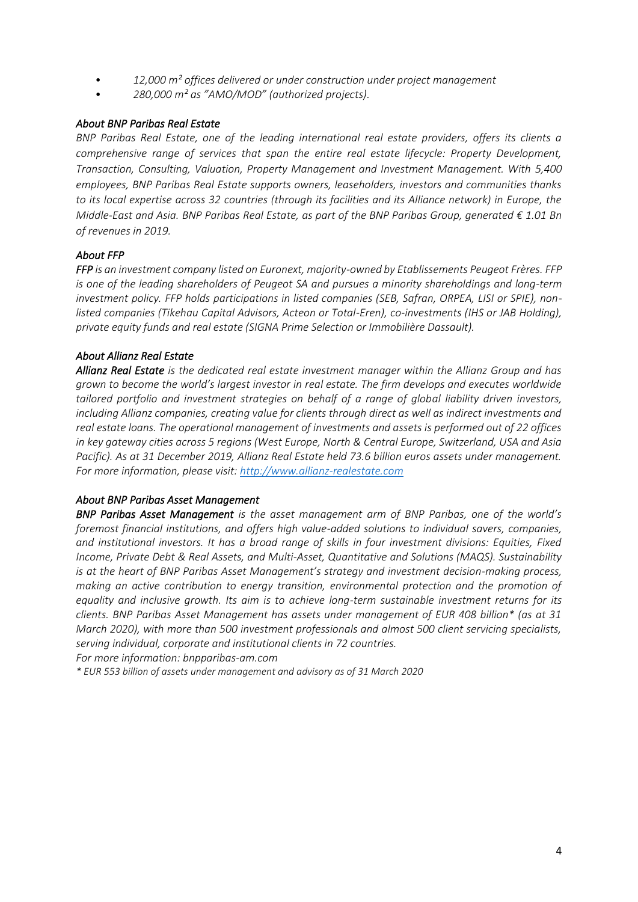- *12,000 m² offices delivered or under construction under project management*
- *280,000 m² as "AMO/MOD" (authorized projects).*

### *About BNP Paribas Real Estate*

*BNP Paribas Real Estate, one of the leading international real estate providers, offers its clients a comprehensive range of services that span the entire real estate lifecycle: Property Development, Transaction, Consulting, Valuation, Property Management and Investment Management. With 5,400 employees, BNP Paribas Real Estate supports owners, leaseholders, investors and communities thanks to its local expertise across 32 countries (through its facilities and its Alliance network) in Europe, the Middle-East and Asia. BNP Paribas Real Estate, as part of the BNP Paribas Group, generated € 1.01 Bn of revenues in 2019.*

### *About FFP*

***FFP** is an investment company listed on Euronext, majority-owned by Etablissements Peugeot Frères. FFP is one of the leading shareholders of Peugeot SA and pursues a minority shareholdings and long-term investment policy. FFP holds participations in listed companies (SEB, Safran, ORPEA, LISI or SPIE), non-listed companies (Tikehau Capital Advisors, Acteon or Total-Eren), co-investments (IHS or JAB Holding), private equity funds and real estate (SIGNA Prime Selection or Immobilière Dassault).*

### *About Allianz Real Estate*

***Allianz Real Estate** is the dedicated real estate investment manager within the Allianz Group and has grown to become the world's largest investor in real estate. The firm develops and executes worldwide tailored portfolio and investment strategies on behalf of a range of global liability driven investors, including Allianz companies, creating value for clients through direct as well as indirect investments and real estate loans. The operational management of investments and assets is performed out of 22 offices in key gateway cities across 5 regions (West Europe, North & Central Europe, Switzerland, USA and Asia Pacific). As at 31 December 2019, Allianz Real Estate held 73.6 billion euros assets under management. For more information, please visit: [http://www.allianz-realestate.com](http://www.allianz-realestate.com)*

### *About BNP Paribas Asset Management*

***BNP Paribas Asset Management** is the asset management arm of BNP Paribas, one of the world's foremost financial institutions, and offers high value-added solutions to individual savers, companies, and institutional investors. It has a broad range of skills in four investment divisions: Equities, Fixed Income, Private Debt & Real Assets, and Multi-Asset, Quantitative and Solutions (MAQS). Sustainability is at the heart of BNP Paribas Asset Management's strategy and investment decision-making process, making an active contribution to energy transition, environmental protection and the promotion of equality and inclusive growth. Its aim is to achieve long-term sustainable investment returns for its clients. BNP Paribas Asset Management has assets under management of EUR 408 billion\* (as at 31 March 2020), with more than 500 investment professionals and almost 500 client servicing specialists, serving individual, corporate and institutional clients in 72 countries.*

*For more information: bnpparibas-am.com*

*\* EUR 553 billion of assets under management and advisory as of 31 March 2020*